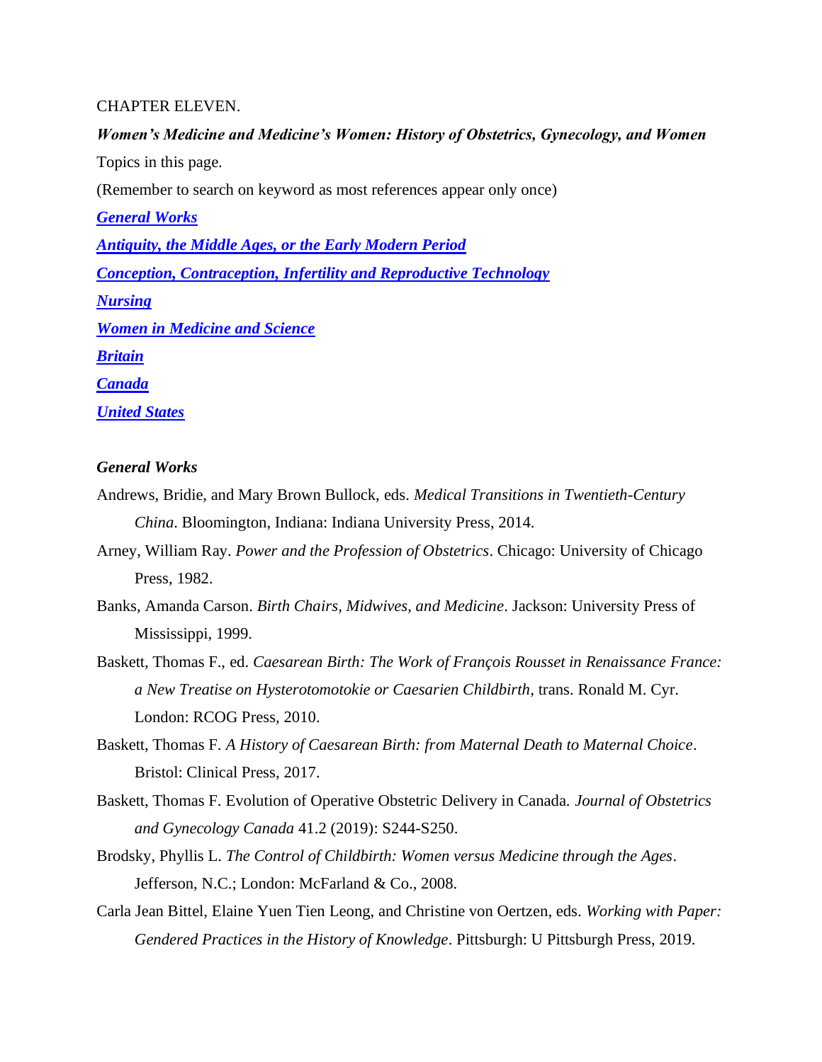CHAPTER ELEVEN.

***Women's Medicine and Medicine's Women: History of Obstetrics, Gynecology, and Women***

Topics in this page.

(Remember to search on keyword as most references appear only once)

***General Works***

***Antiquity, the Middle Ages, or the Early Modern Period***

***Conception, Contraception, Infertility and Reproductive Technology***

***Nursing***

***Women in Medicine and Science***

***Britain***

***Canada***

***United States***

## *General Works*

Andrews, Bridie, and Mary Brown Bullock, eds. *Medical Transitions in Twentieth-Century China*. Bloomington, Indiana: Indiana University Press, 2014.

Arney, William Ray. *Power and the Profession of Obstetrics*. Chicago: University of Chicago Press, 1982.

Banks, Amanda Carson. *Birth Chairs, Midwives, and Medicine*. Jackson: University Press of Mississippi, 1999.

Baskett, Thomas F., ed. *Caesarean Birth: The Work of François Rousset in Renaissance France: a New Treatise on Hysterotomotokie or Caesarien Childbirth*, trans. Ronald M. Cyr. London: RCOG Press, 2010.

Baskett, Thomas F. *A History of Caesarean Birth: from Maternal Death to Maternal Choice*. Bristol: Clinical Press, 2017.

Baskett, Thomas F. Evolution of Operative Obstetric Delivery in Canada. *Journal of Obstetrics and Gynecology Canada* 41.2 (2019): S244-S250.

Brodsky, Phyllis L. *The Control of Childbirth: Women versus Medicine through the Ages*. Jefferson, N.C.; London: McFarland & Co., 2008.

Carla Jean Bittel, Elaine Yuen Tien Leong, and Christine von Oertzen, eds. *Working with Paper: Gendered Practices in the History of Knowledge*. Pittsburgh: U Pittsburgh Press, 2019.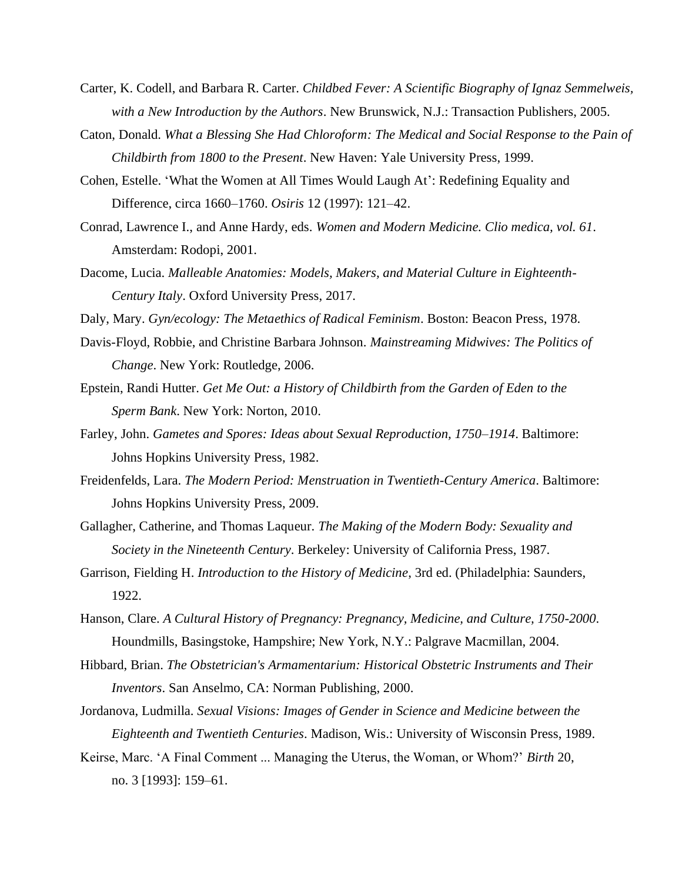Carter, K. Codell, and Barbara R. Carter. *Childbed Fever: A Scientific Biography of Ignaz Semmelweis, with a New Introduction by the Authors*. New Brunswick, N.J.: Transaction Publishers, 2005.

Caton, Donald. *What a Blessing She Had Chloroform: The Medical and Social Response to the Pain of Childbirth from 1800 to the Present*. New Haven: Yale University Press, 1999.

Cohen, Estelle. 'What the Women at All Times Would Laugh At': Redefining Equality and Difference, circa 1660–1760. *Osiris* 12 (1997): 121–42.

Conrad, Lawrence I., and Anne Hardy, eds. *Women and Modern Medicine. Clio medica, vol. 61*. Amsterdam: Rodopi, 2001.

Dacome, Lucia. *Malleable Anatomies: Models, Makers, and Material Culture in Eighteenth-Century Italy*. Oxford University Press, 2017.

Daly, Mary. *Gyn/ecology: The Metaethics of Radical Feminism*. Boston: Beacon Press, 1978.

Davis-Floyd, Robbie, and Christine Barbara Johnson. *Mainstreaming Midwives: The Politics of Change*. New York: Routledge, 2006.

Epstein, Randi Hutter. *Get Me Out: a History of Childbirth from the Garden of Eden to the Sperm Bank*. New York: Norton, 2010.

Farley, John. *Gametes and Spores: Ideas about Sexual Reproduction, 1750–1914*. Baltimore: Johns Hopkins University Press, 1982.

Freidenfelds, Lara. *The Modern Period: Menstruation in Twentieth-Century America*. Baltimore: Johns Hopkins University Press, 2009.

Gallagher, Catherine, and Thomas Laqueur. *The Making of the Modern Body: Sexuality and Society in the Nineteenth Century*. Berkeley: University of California Press, 1987.

Garrison, Fielding H. *Introduction to the History of Medicine*, 3rd ed. (Philadelphia: Saunders, 1922.

Hanson, Clare. *A Cultural History of Pregnancy: Pregnancy, Medicine, and Culture, 1750-2000*. Houndmills, Basingstoke, Hampshire; New York, N.Y.: Palgrave Macmillan, 2004.

Hibbard, Brian. *The Obstetrician's Armamentarium: Historical Obstetric Instruments and Their Inventors*. San Anselmo, CA: Norman Publishing, 2000.

Jordanova, Ludmilla. *Sexual Visions: Images of Gender in Science and Medicine between the Eighteenth and Twentieth Centuries*. Madison, Wis.: University of Wisconsin Press, 1989.

Keirse, Marc. 'A Final Comment ... Managing the Uterus, the Woman, or Whom?' *Birth* 20, no. 3 [1993]: 159–61.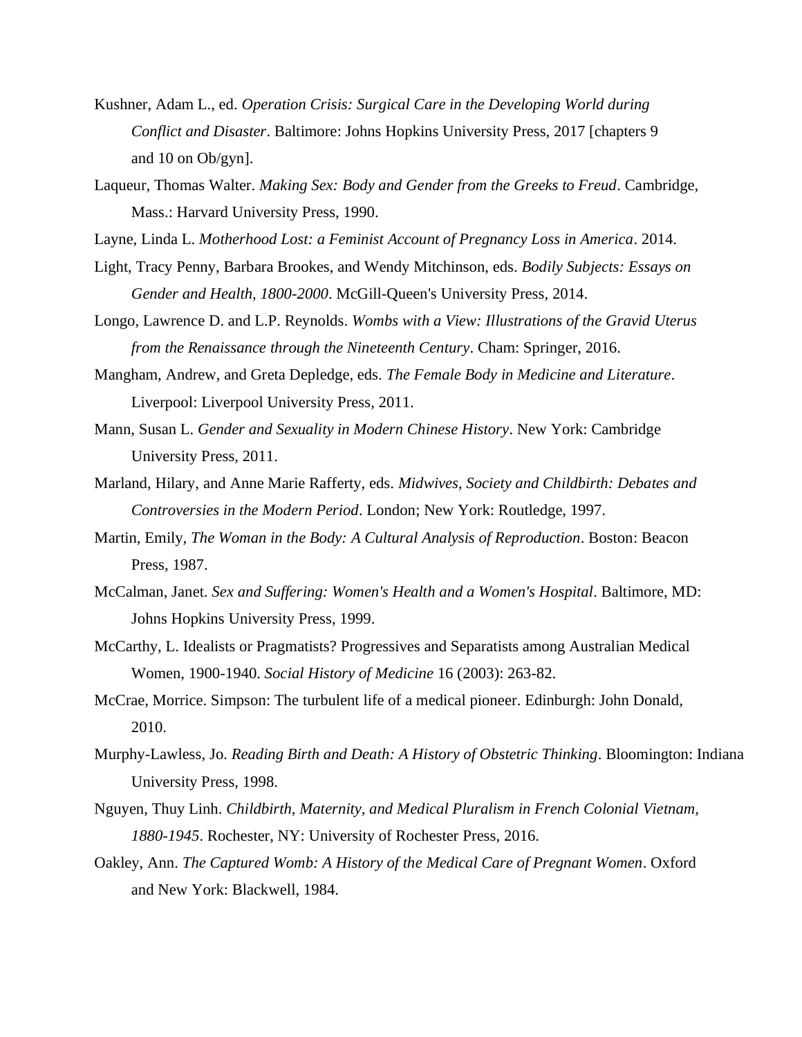Kushner, Adam L., ed. *Operation Crisis: Surgical Care in the Developing World during Conflict and Disaster*. Baltimore: Johns Hopkins University Press, 2017 [chapters 9 and 10 on Ob/gyn].

Laqueur, Thomas Walter. *Making Sex: Body and Gender from the Greeks to Freud*. Cambridge, Mass.: Harvard University Press, 1990.

Layne, Linda L. *Motherhood Lost: a Feminist Account of Pregnancy Loss in America*. 2014.

Light, Tracy Penny, Barbara Brookes, and Wendy Mitchinson, eds. *Bodily Subjects: Essays on Gender and Health, 1800-2000*. McGill-Queen's University Press, 2014.

Longo, Lawrence D. and L.P. Reynolds. *Wombs with a View: Illustrations of the Gravid Uterus from the Renaissance through the Nineteenth Century*. Cham: Springer, 2016.

Mangham, Andrew, and Greta Depledge, eds. *The Female Body in Medicine and Literature*. Liverpool: Liverpool University Press, 2011.

Mann, Susan L. *Gender and Sexuality in Modern Chinese History*. New York: Cambridge University Press, 2011.

Marland, Hilary, and Anne Marie Rafferty, eds. *Midwives, Society and Childbirth: Debates and Controversies in the Modern Period*. London; New York: Routledge, 1997.

Martin, Emily, *The Woman in the Body: A Cultural Analysis of Reproduction*. Boston: Beacon Press, 1987.

McCalman, Janet. *Sex and Suffering: Women's Health and a Women's Hospital*. Baltimore, MD: Johns Hopkins University Press, 1999.

McCarthy, L. Idealists or Pragmatists? Progressives and Separatists among Australian Medical Women, 1900-1940. *Social History of Medicine* 16 (2003): 263-82.

McCrae, Morrice. Simpson: The turbulent life of a medical pioneer. Edinburgh: John Donald, 2010.

Murphy-Lawless, Jo. *Reading Birth and Death: A History of Obstetric Thinking*. Bloomington: Indiana University Press, 1998.

Nguyen, Thuy Linh. *Childbirth, Maternity, and Medical Pluralism in French Colonial Vietnam, 1880-1945*. Rochester, NY: University of Rochester Press, 2016.

Oakley, Ann. *The Captured Womb: A History of the Medical Care of Pregnant Women*. Oxford and New York: Blackwell, 1984.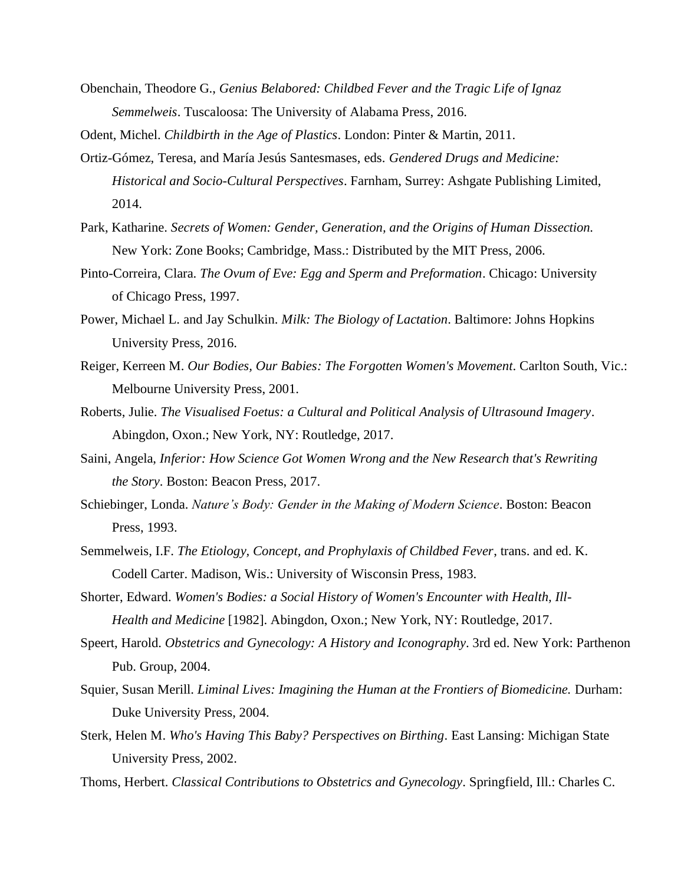Obenchain, Theodore G., *Genius Belabored: Childbed Fever and the Tragic Life of Ignaz Semmelweis*. Tuscaloosa: The University of Alabama Press, 2016.

Odent, Michel. *Childbirth in the Age of Plastics*. London: Pinter & Martin, 2011.

Ortiz-Gómez, Teresa, and María Jesús Santesmases, eds. *Gendered Drugs and Medicine: Historical and Socio-Cultural Perspectives*. Farnham, Surrey: Ashgate Publishing Limited, 2014.

Park, Katharine. *Secrets of Women: Gender, Generation, and the Origins of Human Dissection.* New York: Zone Books; Cambridge, Mass.: Distributed by the MIT Press, 2006.

Pinto-Correira, Clara. *The Ovum of Eve: Egg and Sperm and Preformation*. Chicago: University of Chicago Press, 1997.

Power, Michael L. and Jay Schulkin. *Milk: The Biology of Lactation*. Baltimore: Johns Hopkins University Press, 2016.

Reiger, Kerreen M. *Our Bodies, Our Babies: The Forgotten Women's Movement*. Carlton South, Vic.: Melbourne University Press, 2001.

Roberts, Julie. *The Visualised Foetus: a Cultural and Political Analysis of Ultrasound Imagery*. Abingdon, Oxon.; New York, NY: Routledge, 2017.

Saini, Angela, *Inferior: How Science Got Women Wrong and the New Research that's Rewriting the Story*. Boston: Beacon Press, 2017.

Schiebinger, Londa. *Nature's Body: Gender in the Making of Modern Science*. Boston: Beacon Press, 1993.

Semmelweis, I.F. *The Etiology, Concept, and Prophylaxis of Childbed Fever*, trans. and ed. K. Codell Carter. Madison, Wis.: University of Wisconsin Press, 1983.

Shorter, Edward. *Women's Bodies: a Social History of Women's Encounter with Health, Ill-Health and Medicine* [1982]. Abingdon, Oxon.; New York, NY: Routledge, 2017.

Speert, Harold. *Obstetrics and Gynecology: A History and Iconography*. 3rd ed. New York: Parthenon Pub. Group, 2004.

Squier, Susan Merill. *Liminal Lives: Imagining the Human at the Frontiers of Biomedicine.* Durham: Duke University Press, 2004.

Sterk, Helen M. *Who's Having This Baby? Perspectives on Birthing*. East Lansing: Michigan State University Press, 2002.

Thoms, Herbert. *Classical Contributions to Obstetrics and Gynecology*. Springfield, Ill.: Charles C.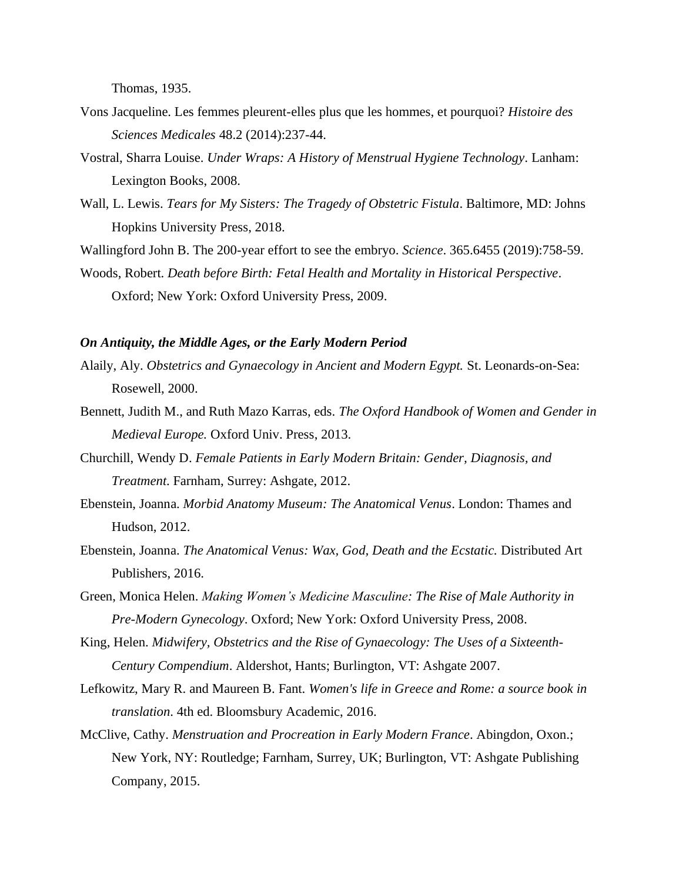Thomas, 1935.

Vons Jacqueline. Les femmes pleurent-elles plus que les hommes, et pourquoi? *Histoire des Sciences Medicales* 48.2 (2014):237-44.

Vostral, Sharra Louise. *Under Wraps: A History of Menstrual Hygiene Technology*. Lanham: Lexington Books, 2008.

Wall, L. Lewis. *Tears for My Sisters: The Tragedy of Obstetric Fistula*. Baltimore, MD: Johns Hopkins University Press, 2018.

Wallingford John B. The 200-year effort to see the embryo. *Science*. 365.6455 (2019):758-59.

Woods, Robert. *Death before Birth: Fetal Health and Mortality in Historical Perspective*. Oxford; New York: Oxford University Press, 2009.

### *On Antiquity, the Middle Ages, or the Early Modern Period*

Alaily, Aly. *Obstetrics and Gynaecology in Ancient and Modern Egypt.* St. Leonards-on-Sea: Rosewell, 2000.

Bennett, Judith M., and Ruth Mazo Karras, eds. *The Oxford Handbook of Women and Gender in Medieval Europe.* Oxford Univ. Press, 2013.

Churchill, Wendy D. *Female Patients in Early Modern Britain: Gender, Diagnosis, and Treatment*. Farnham, Surrey: Ashgate, 2012.

Ebenstein, Joanna. *Morbid Anatomy Museum: The Anatomical Venus*. London: Thames and Hudson, 2012.

Ebenstein, Joanna. *The Anatomical Venus: Wax, God, Death and the Ecstatic.* Distributed Art Publishers, 2016.

Green, Monica Helen. *Making Women's Medicine Masculine: The Rise of Male Authority in Pre-Modern Gynecology*. Oxford; New York: Oxford University Press, 2008.

King, Helen. *Midwifery, Obstetrics and the Rise of Gynaecology: The Uses of a Sixteenth-Century Compendium*. Aldershot, Hants; Burlington, VT: Ashgate 2007.

Lefkowitz, Mary R. and Maureen B. Fant. *Women's life in Greece and Rome: a source book in translation*. 4th ed. Bloomsbury Academic, 2016.

McClive, Cathy. *Menstruation and Procreation in Early Modern France*. Abingdon, Oxon.; New York, NY: Routledge; Farnham, Surrey, UK; Burlington, VT: Ashgate Publishing Company, 2015.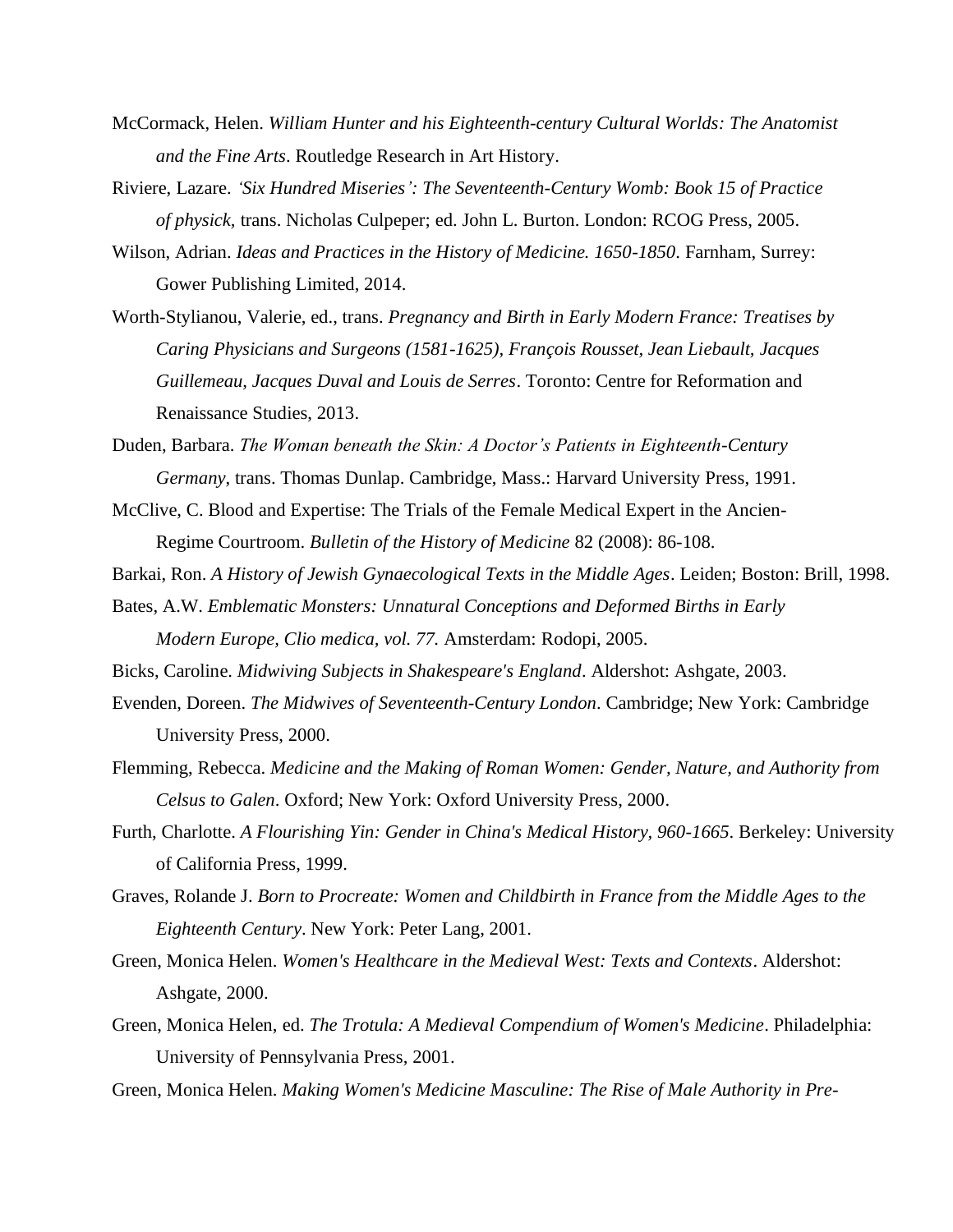McCormack, Helen. *William Hunter and his Eighteenth-century Cultural Worlds: The Anatomist and the Fine Arts*. Routledge Research in Art History.

Riviere, Lazare. *'Six Hundred Miseries': The Seventeenth-Century Womb: Book 15 of Practice of physick,* trans. Nicholas Culpeper; ed. John L. Burton. London: RCOG Press, 2005.

Wilson, Adrian. *Ideas and Practices in the History of Medicine. 1650-1850*. Farnham, Surrey: Gower Publishing Limited, 2014.

Worth-Stylianou, Valerie, ed., trans. *Pregnancy and Birth in Early Modern France: Treatises by Caring Physicians and Surgeons (1581-1625), François Rousset, Jean Liebault, Jacques Guillemeau, Jacques Duval and Louis de Serres*. Toronto: Centre for Reformation and Renaissance Studies, 2013.

Duden, Barbara. *The Woman beneath the Skin: A Doctor's Patients in Eighteenth-Century Germany*, trans. Thomas Dunlap. Cambridge, Mass.: Harvard University Press, 1991.

McClive, C. Blood and Expertise: The Trials of the Female Medical Expert in the Ancien-Regime Courtroom. *Bulletin of the History of Medicine* 82 (2008): 86-108.

Barkai, Ron. *A History of Jewish Gynaecological Texts in the Middle Ages*. Leiden; Boston: Brill, 1998.

Bates, A.W. *Emblematic Monsters: Unnatural Conceptions and Deformed Births in Early Modern Europe, Clio medica, vol. 77.* Amsterdam: Rodopi, 2005.

Bicks, Caroline. *Midwiving Subjects in Shakespeare's England*. Aldershot: Ashgate, 2003.

Evenden, Doreen. *The Midwives of Seventeenth-Century London*. Cambridge; New York: Cambridge University Press, 2000.

Flemming, Rebecca. *Medicine and the Making of Roman Women: Gender, Nature, and Authority from Celsus to Galen*. Oxford; New York: Oxford University Press, 2000.

Furth, Charlotte. *A Flourishing Yin: Gender in China's Medical History, 960-1665*. Berkeley: University of California Press, 1999.

Graves, Rolande J. *Born to Procreate: Women and Childbirth in France from the Middle Ages to the Eighteenth Century*. New York: Peter Lang, 2001.

Green, Monica Helen. *Women's Healthcare in the Medieval West: Texts and Contexts*. Aldershot: Ashgate, 2000.

Green, Monica Helen, ed. *The Trotula: A Medieval Compendium of Women's Medicine*. Philadelphia: University of Pennsylvania Press, 2001.

Green, Monica Helen. *Making Women's Medicine Masculine: The Rise of Male Authority in Pre-*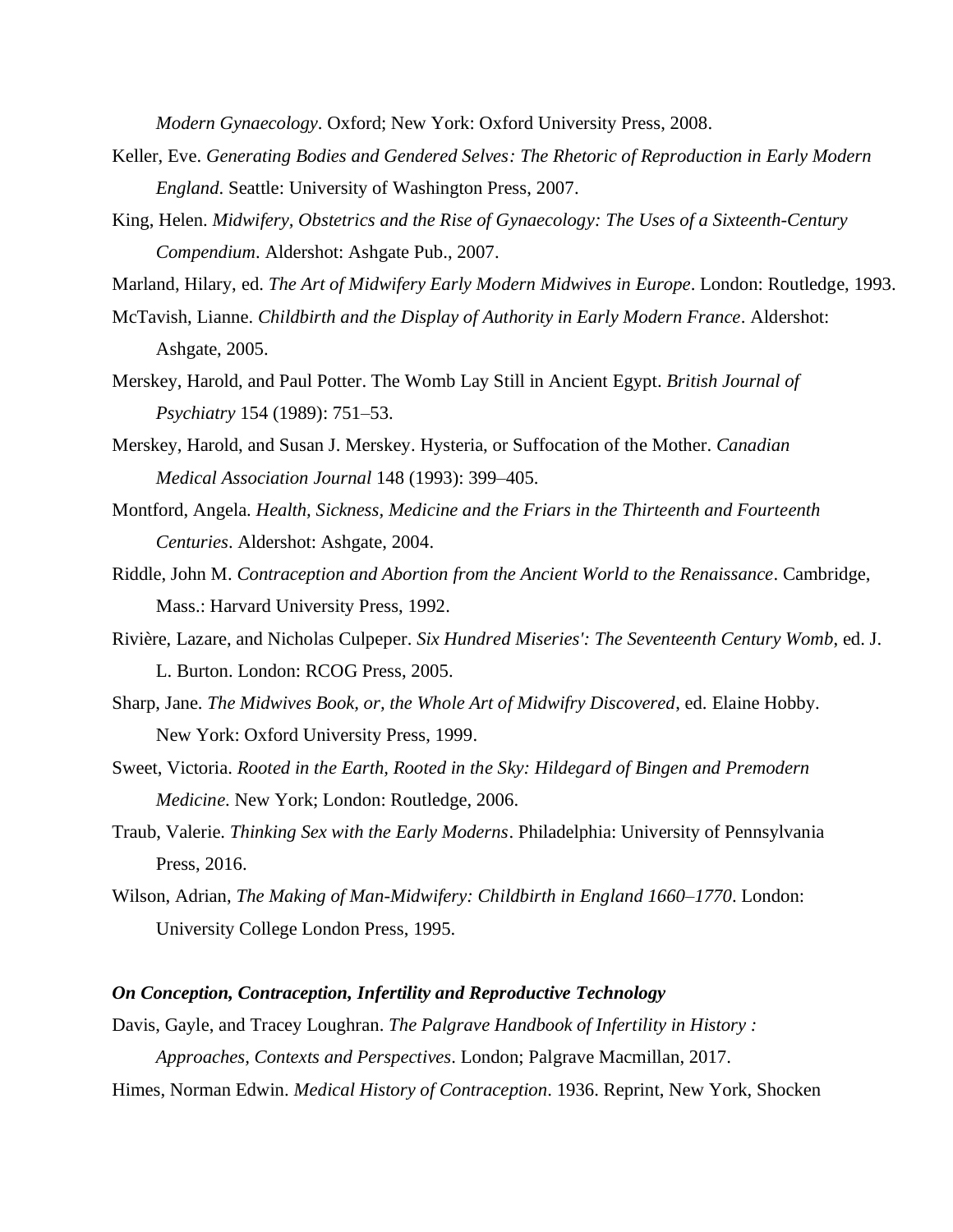*Modern Gynaecology*. Oxford; New York: Oxford University Press, 2008.

Keller, Eve. *Generating Bodies and Gendered Selves: The Rhetoric of Reproduction in Early Modern England.* Seattle: University of Washington Press, 2007.

King, Helen. *Midwifery, Obstetrics and the Rise of Gynaecology: The Uses of a Sixteenth-Century Compendium*. Aldershot: Ashgate Pub., 2007.

Marland, Hilary, ed. *The Art of Midwifery Early Modern Midwives in Europe*. London: Routledge, 1993.

McTavish, Lianne. *Childbirth and the Display of Authority in Early Modern France*. Aldershot: Ashgate, 2005.

Merskey, Harold, and Paul Potter. The Womb Lay Still in Ancient Egypt. *British Journal of Psychiatry* 154 (1989): 751–53.

Merskey, Harold, and Susan J. Merskey. Hysteria, or Suffocation of the Mother. *Canadian Medical Association Journal* 148 (1993): 399–405.

Montford, Angela. *Health, Sickness, Medicine and the Friars in the Thirteenth and Fourteenth Centuries*. Aldershot: Ashgate, 2004.

Riddle, John M. *Contraception and Abortion from the Ancient World to the Renaissance*. Cambridge, Mass.: Harvard University Press, 1992.

Rivière, Lazare, and Nicholas Culpeper. *Six Hundred Miseries': The Seventeenth Century Womb*, ed. J. L. Burton. London: RCOG Press, 2005.

Sharp, Jane. *The Midwives Book, or, the Whole Art of Midwifry Discovered*, ed. Elaine Hobby. New York: Oxford University Press, 1999.

Sweet, Victoria. *Rooted in the Earth, Rooted in the Sky: Hildegard of Bingen and Premodern Medicine*. New York; London: Routledge, 2006.

Traub, Valerie. *Thinking Sex with the Early Moderns*. Philadelphia: University of Pennsylvania Press, 2016.

Wilson, Adrian, *The Making of Man-Midwifery: Childbirth in England 1660–1770*. London: University College London Press, 1995.

***On Conception, Contraception, Infertility and Reproductive Technology***

Davis, Gayle, and Tracey Loughran. *The Palgrave Handbook of Infertility in History : Approaches, Contexts and Perspectives*. London; Palgrave Macmillan, 2017.

Himes, Norman Edwin. *Medical History of Contraception*. 1936. Reprint, New York, Shocken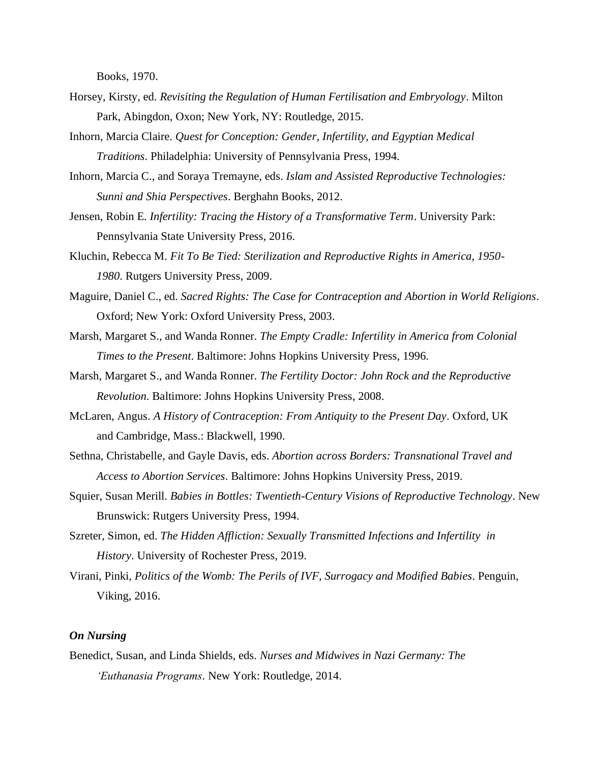Books, 1970.

Horsey, Kirsty, ed. *Revisiting the Regulation of Human Fertilisation and Embryology*. Milton Park, Abingdon, Oxon; New York, NY: Routledge, 2015.

Inhorn, Marcia Claire. *Quest for Conception: Gender, Infertility, and Egyptian Medical Traditions*. Philadelphia: University of Pennsylvania Press, 1994.

Inhorn, Marcia C., and Soraya Tremayne, eds. *Islam and Assisted Reproductive Technologies: Sunni and Shia Perspectives*. Berghahn Books, 2012.

Jensen, Robin E. *Infertility: Tracing the History of a Transformative Term*. University Park: Pennsylvania State University Press, 2016.

Kluchin, Rebecca M. *Fit To Be Tied: Sterilization and Reproductive Rights in America, 1950-1980.* Rutgers University Press, 2009.

Maguire, Daniel C., ed. *Sacred Rights: The Case for Contraception and Abortion in World Religions*. Oxford; New York: Oxford University Press, 2003.

Marsh, Margaret S., and Wanda Ronner. *The Empty Cradle: Infertility in America from Colonial Times to the Present*. Baltimore: Johns Hopkins University Press, 1996.

Marsh, Margaret S., and Wanda Ronner. *The Fertility Doctor: John Rock and the Reproductive Revolution*. Baltimore: Johns Hopkins University Press, 2008.

McLaren, Angus. *A History of Contraception: From Antiquity to the Present Day*. Oxford, UK and Cambridge, Mass.: Blackwell, 1990.

Sethna, Christabelle, and Gayle Davis, eds. *Abortion across Borders: Transnational Travel and Access to Abortion Services*. Baltimore: Johns Hopkins University Press, 2019.

Squier, Susan Merill. *Babies in Bottles: Twentieth-Century Visions of Reproductive Technology*. New Brunswick: Rutgers University Press, 1994.

Szreter, Simon, ed. *The Hidden Affliction: Sexually Transmitted Infections and Infertility in History*. University of Rochester Press, 2019.

Virani, Pinki, *Politics of the Womb: The Perils of IVF, Surrogacy and Modified Babies*. Penguin, Viking, 2016.

***On Nursing***

Benedict, Susan, and Linda Shields, eds. *Nurses and Midwives in Nazi Germany: The 'Euthanasia Programs*. New York: Routledge, 2014.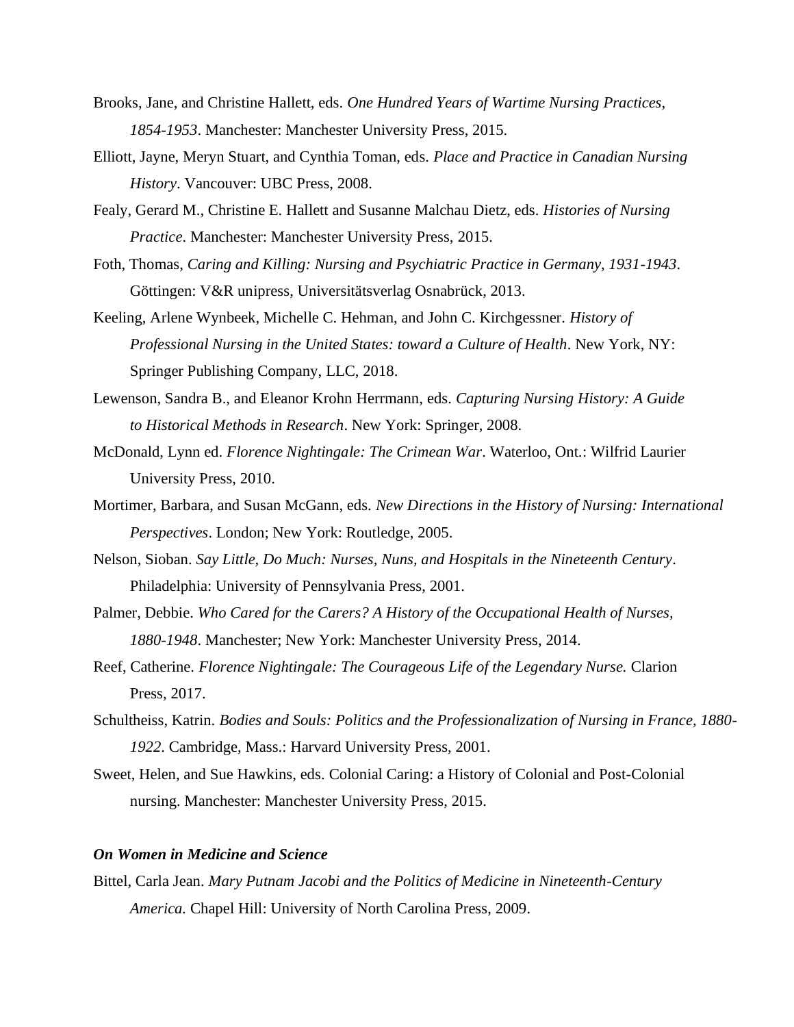Brooks, Jane, and Christine Hallett, eds. *One Hundred Years of Wartime Nursing Practices, 1854-1953*. Manchester: Manchester University Press, 2015.

Elliott, Jayne, Meryn Stuart, and Cynthia Toman, eds. *Place and Practice in Canadian Nursing History*. Vancouver: UBC Press, 2008.

Fealy, Gerard M., Christine E. Hallett and Susanne Malchau Dietz, eds. *Histories of Nursing Practice*. Manchester: Manchester University Press, 2015.

Foth, Thomas, *Caring and Killing: Nursing and Psychiatric Practice in Germany, 1931-1943*. Göttingen: V&R unipress, Universitätsverlag Osnabrück, 2013.

Keeling, Arlene Wynbeek, Michelle C. Hehman, and John C. Kirchgessner. *History of Professional Nursing in the United States: toward a Culture of Health*. New York, NY: Springer Publishing Company, LLC, 2018.

Lewenson, Sandra B., and Eleanor Krohn Herrmann, eds. *Capturing Nursing History: A Guide to Historical Methods in Research*. New York: Springer, 2008.

McDonald, Lynn ed. *Florence Nightingale: The Crimean War*. Waterloo, Ont.: Wilfrid Laurier University Press, 2010.

Mortimer, Barbara, and Susan McGann, eds. *New Directions in the History of Nursing: International Perspectives*. London; New York: Routledge, 2005.

Nelson, Sioban. *Say Little, Do Much: Nurses, Nuns, and Hospitals in the Nineteenth Century*. Philadelphia: University of Pennsylvania Press, 2001.

Palmer, Debbie. *Who Cared for the Carers? A History of the Occupational Health of Nurses, 1880-1948*. Manchester; New York: Manchester University Press, 2014.

Reef, Catherine. *Florence Nightingale: The Courageous Life of the Legendary Nurse.* Clarion Press, 2017.

Schultheiss, Katrin. *Bodies and Souls: Politics and the Professionalization of Nursing in France, 1880-1922*. Cambridge, Mass.: Harvard University Press, 2001.

Sweet, Helen, and Sue Hawkins, eds. Colonial Caring: a History of Colonial and Post-Colonial nursing. Manchester: Manchester University Press, 2015.

***On Women in Medicine and Science***

Bittel, Carla Jean. *Mary Putnam Jacobi and the Politics of Medicine in Nineteenth-Century America.* Chapel Hill: University of North Carolina Press, 2009.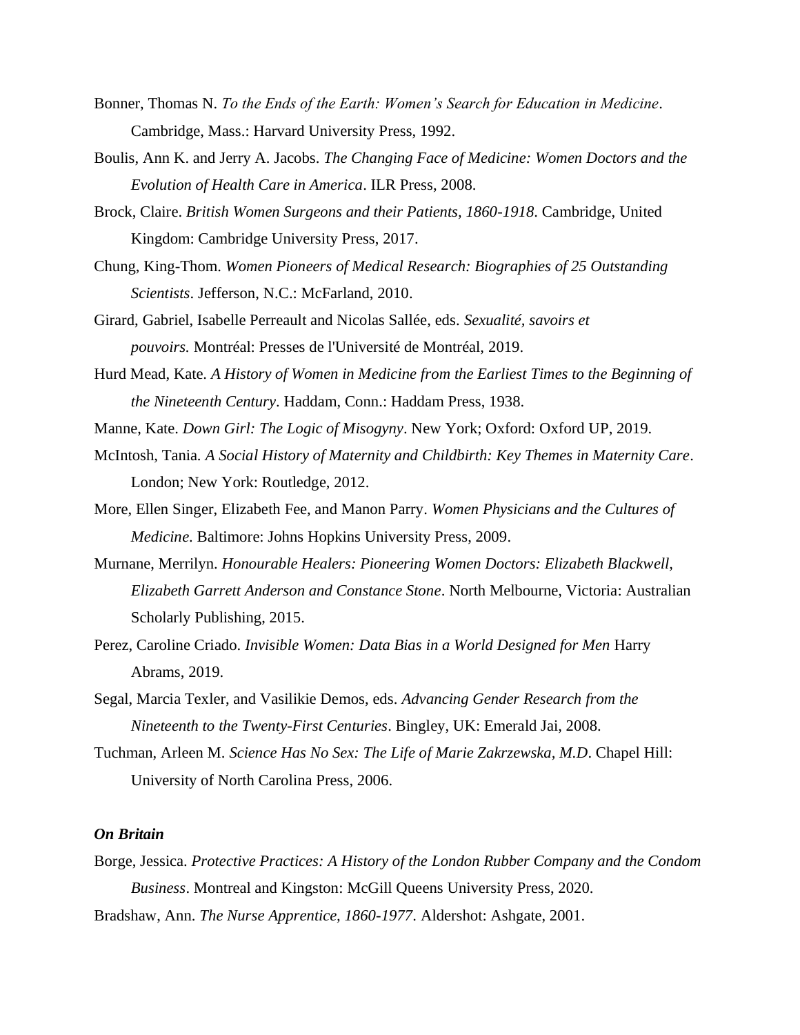Bonner, Thomas N. *To the Ends of the Earth: Women's Search for Education in Medicine*. Cambridge, Mass.: Harvard University Press, 1992.

Boulis, Ann K. and Jerry A. Jacobs. *The Changing Face of Medicine: Women Doctors and the Evolution of Health Care in America*. ILR Press, 2008.

Brock, Claire. *British Women Surgeons and their Patients, 1860-1918*. Cambridge, United Kingdom: Cambridge University Press, 2017.

Chung, King-Thom. *Women Pioneers of Medical Research: Biographies of 25 Outstanding Scientists*. Jefferson, N.C.: McFarland, 2010.

Girard, Gabriel, Isabelle Perreault and Nicolas Sallée, eds. *Sexualité, savoirs et pouvoirs.* Montréal: Presses de l'Université de Montréal, 2019.

Hurd Mead, Kate. *A History of Women in Medicine from the Earliest Times to the Beginning of the Nineteenth Century*. Haddam, Conn.: Haddam Press, 1938.

Manne, Kate. *Down Girl: The Logic of Misogyny*. New York; Oxford: Oxford UP, 2019.

McIntosh, Tania. *A Social History of Maternity and Childbirth: Key Themes in Maternity Care*. London; New York: Routledge, 2012.

More, Ellen Singer, Elizabeth Fee, and Manon Parry. *Women Physicians and the Cultures of Medicine*. Baltimore: Johns Hopkins University Press, 2009.

Murnane, Merrilyn. *Honourable Healers: Pioneering Women Doctors: Elizabeth Blackwell, Elizabeth Garrett Anderson and Constance Stone*. North Melbourne, Victoria: Australian Scholarly Publishing, 2015.

Perez, Caroline Criado. *Invisible Women: Data Bias in a World Designed for Men* Harry Abrams, 2019.

Segal, Marcia Texler, and Vasilikie Demos, eds. *Advancing Gender Research from the Nineteenth to the Twenty-First Centuries*. Bingley, UK: Emerald Jai, 2008.

Tuchman, Arleen M. *Science Has No Sex: The Life of Marie Zakrzewska, M.D*. Chapel Hill: University of North Carolina Press, 2006.

***On Britain***

Borge, Jessica. *Protective Practices: A History of the London Rubber Company and the Condom Business*. Montreal and Kingston: McGill Queens University Press, 2020.

Bradshaw, Ann. *The Nurse Apprentice, 1860-1977*. Aldershot: Ashgate, 2001.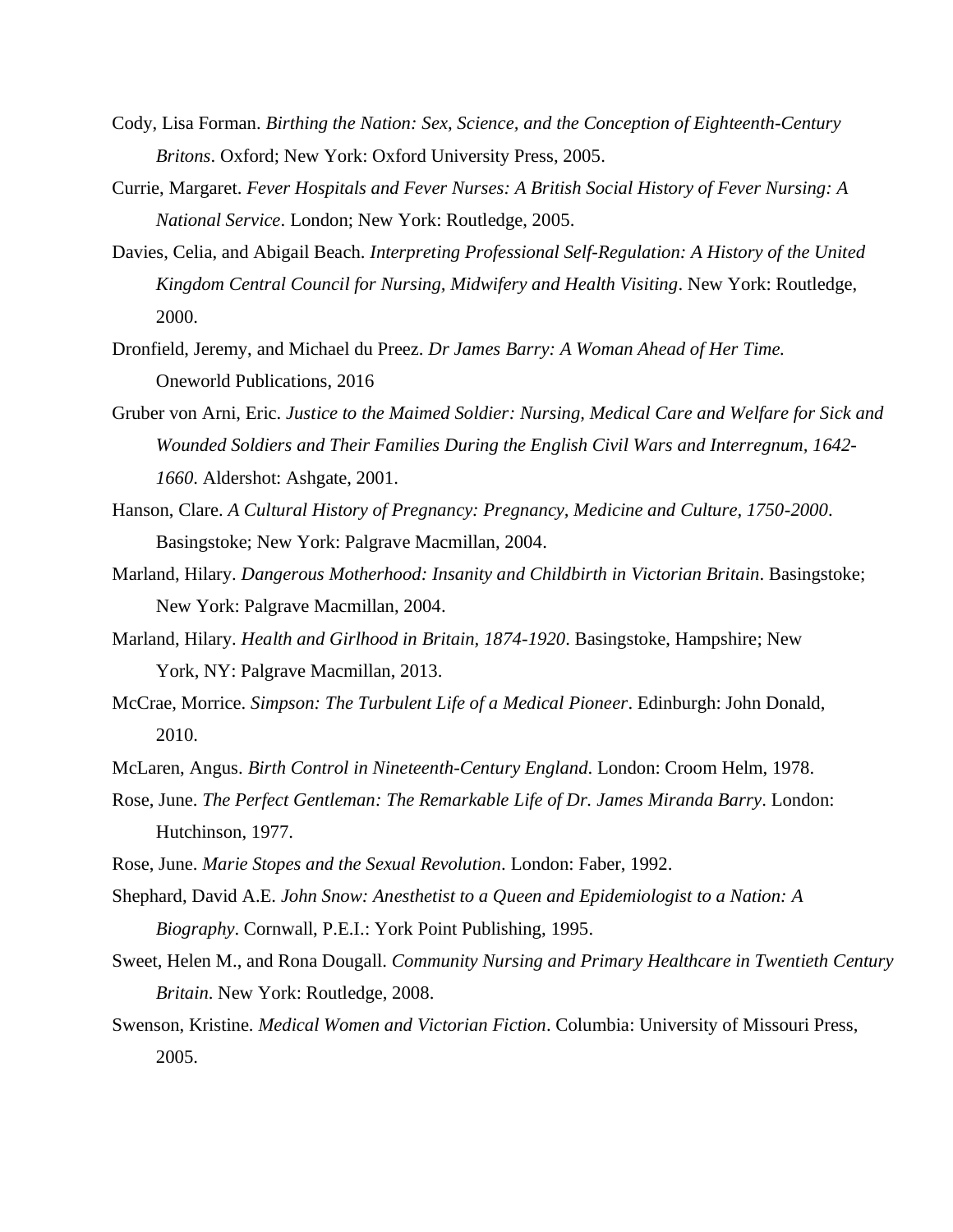Cody, Lisa Forman. *Birthing the Nation: Sex, Science, and the Conception of Eighteenth-Century Britons*. Oxford; New York: Oxford University Press, 2005.

Currie, Margaret. *Fever Hospitals and Fever Nurses: A British Social History of Fever Nursing: A National Service*. London; New York: Routledge, 2005.

Davies, Celia, and Abigail Beach. *Interpreting Professional Self-Regulation: A History of the United Kingdom Central Council for Nursing, Midwifery and Health Visiting*. New York: Routledge, 2000.

Dronfield, Jeremy, and Michael du Preez. *Dr James Barry: A Woman Ahead of Her Time.* Oneworld Publications, 2016

Gruber von Arni, Eric. *Justice to the Maimed Soldier: Nursing, Medical Care and Welfare for Sick and Wounded Soldiers and Their Families During the English Civil Wars and Interregnum, 1642-1660.* Aldershot: Ashgate, 2001.

Hanson, Clare. *A Cultural History of Pregnancy: Pregnancy, Medicine and Culture, 1750-2000*. Basingstoke; New York: Palgrave Macmillan, 2004.

Marland, Hilary. *Dangerous Motherhood: Insanity and Childbirth in Victorian Britain*. Basingstoke; New York: Palgrave Macmillan, 2004.

Marland, Hilary. *Health and Girlhood in Britain, 1874-1920*. Basingstoke, Hampshire; New York, NY: Palgrave Macmillan, 2013.

McCrae, Morrice. *Simpson: The Turbulent Life of a Medical Pioneer*. Edinburgh: John Donald, 2010.

McLaren, Angus. *Birth Control in Nineteenth-Century England*. London: Croom Helm, 1978.

Rose, June. *The Perfect Gentleman: The Remarkable Life of Dr. James Miranda Barry*. London: Hutchinson, 1977.

Rose, June. *Marie Stopes and the Sexual Revolution*. London: Faber, 1992.

Shephard, David A.E. *John Snow: Anesthetist to a Queen and Epidemiologist to a Nation: A Biography*. Cornwall, P.E.I.: York Point Publishing, 1995.

Sweet, Helen M., and Rona Dougall. *Community Nursing and Primary Healthcare in Twentieth Century Britain*. New York: Routledge, 2008.

Swenson, Kristine. *Medical Women and Victorian Fiction*. Columbia: University of Missouri Press, 2005.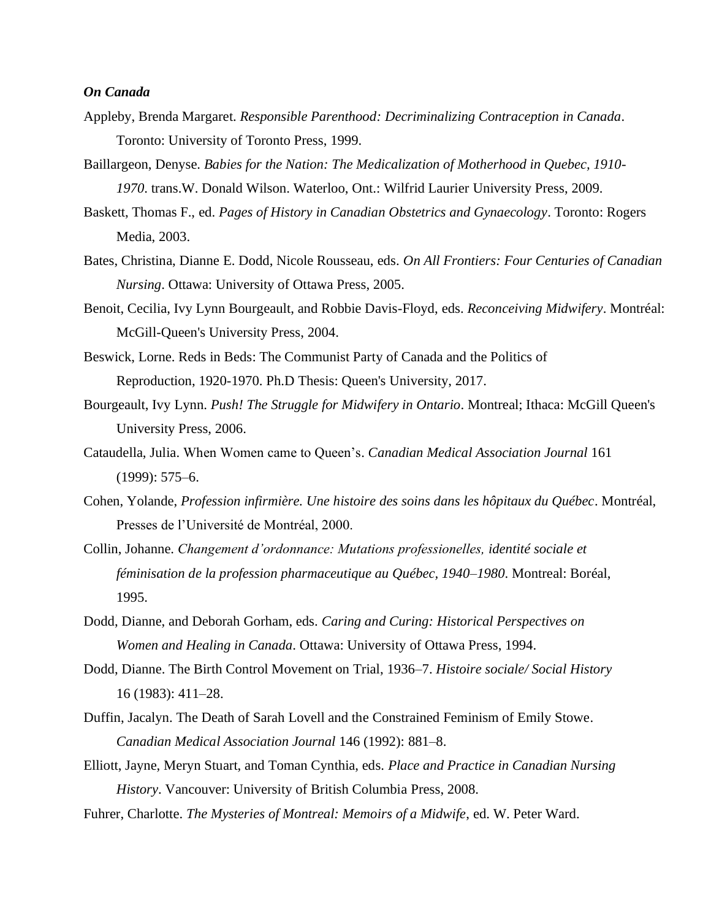***On Canada***

Appleby, Brenda Margaret. *Responsible Parenthood: Decriminalizing Contraception in Canada*. Toronto: University of Toronto Press, 1999.

Baillargeon, Denyse. *Babies for the Nation: The Medicalization of Motherhood in Quebec, 1910-1970*. trans.W. Donald Wilson. Waterloo, Ont.: Wilfrid Laurier University Press, 2009.

Baskett, Thomas F., ed. *Pages of History in Canadian Obstetrics and Gynaecology*. Toronto: Rogers Media, 2003.

Bates, Christina, Dianne E. Dodd, Nicole Rousseau, eds. *On All Frontiers: Four Centuries of Canadian Nursing*. Ottawa: University of Ottawa Press, 2005.

Benoit, Cecilia, Ivy Lynn Bourgeault, and Robbie Davis-Floyd, eds. *Reconceiving Midwifery*. Montréal: McGill-Queen's University Press, 2004.

Beswick, Lorne. Reds in Beds: The Communist Party of Canada and the Politics of Reproduction, 1920-1970. Ph.D Thesis: Queen's University, 2017.

Bourgeault, Ivy Lynn. *Push! The Struggle for Midwifery in Ontario*. Montreal; Ithaca: McGill Queen's University Press, 2006.

Cataudella, Julia. When Women came to Queen's. *Canadian Medical Association Journal* 161 (1999): 575–6.

Cohen, Yolande, *Profession infirmière. Une histoire des soins dans les hôpitaux du Québec*. Montréal, Presses de l'Université de Montréal, 2000.

Collin, Johanne. *Changement d'ordonnance: Mutations professionelles, identité sociale et féminisation de la profession pharmaceutique au Québec, 1940–1980*. Montreal: Boréal, 1995.

Dodd, Dianne, and Deborah Gorham, eds. *Caring and Curing: Historical Perspectives on Women and Healing in Canada*. Ottawa: University of Ottawa Press, 1994.

Dodd, Dianne. The Birth Control Movement on Trial, 1936–7. *Histoire sociale/ Social History* 16 (1983): 411–28.

Duffin, Jacalyn. The Death of Sarah Lovell and the Constrained Feminism of Emily Stowe. *Canadian Medical Association Journal* 146 (1992): 881–8.

Elliott, Jayne, Meryn Stuart, and Toman Cynthia, eds. *Place and Practice in Canadian Nursing History*. Vancouver: University of British Columbia Press, 2008.

Fuhrer, Charlotte. *The Mysteries of Montreal: Memoirs of a Midwife*, ed. W. Peter Ward.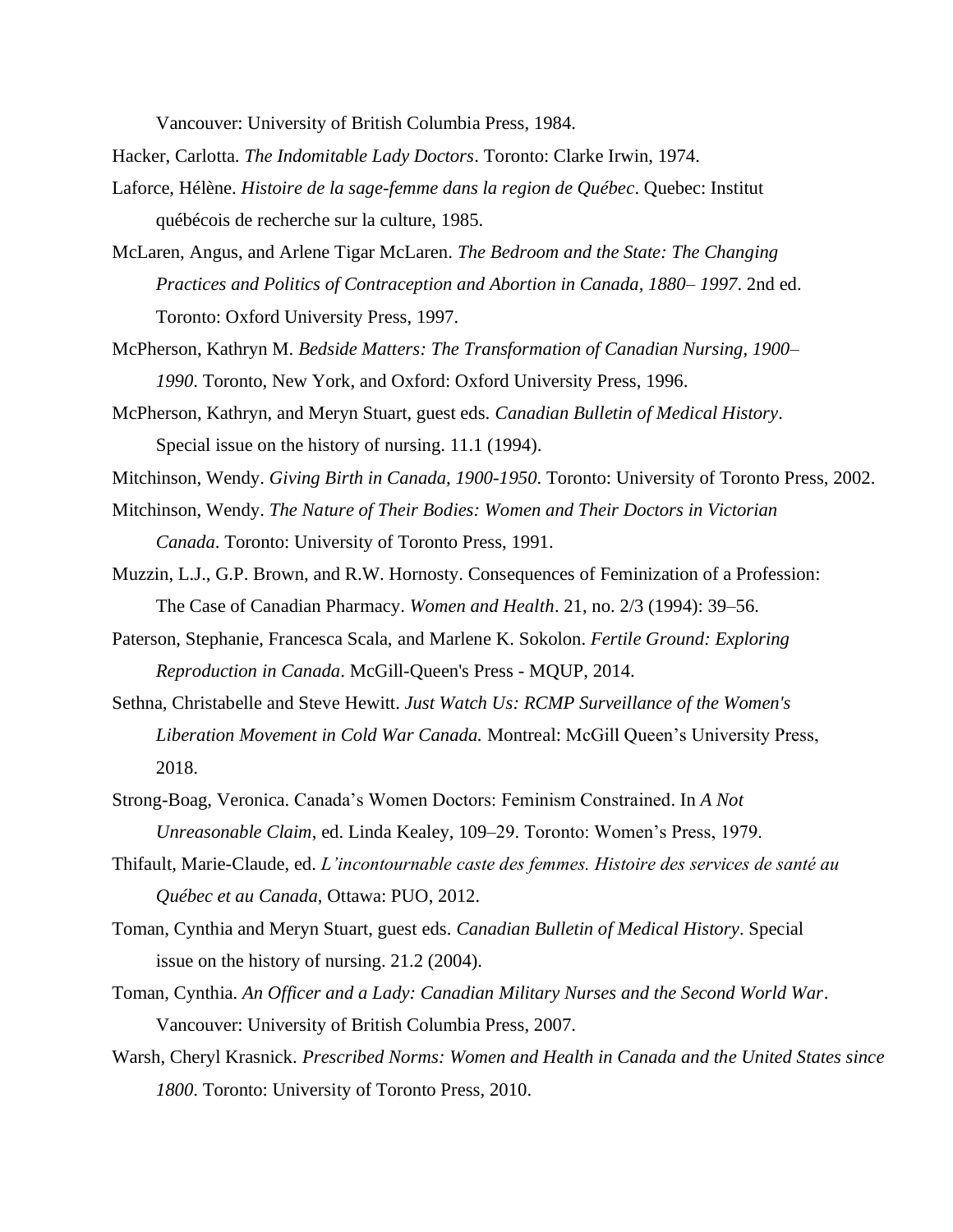Vancouver: University of British Columbia Press, 1984.

Hacker, Carlotta. *The Indomitable Lady Doctors*. Toronto: Clarke Irwin, 1974.

Laforce, Hélène. *Histoire de la sage-femme dans la region de Québec*. Quebec: Institut québécois de recherche sur la culture, 1985.

McLaren, Angus, and Arlene Tigar McLaren. *The Bedroom and the State: The Changing Practices and Politics of Contraception and Abortion in Canada, 1880– 1997*. 2nd ed. Toronto: Oxford University Press, 1997.

McPherson, Kathryn M. *Bedside Matters: The Transformation of Canadian Nursing, 1900–1990*. Toronto, New York, and Oxford: Oxford University Press, 1996.

McPherson, Kathryn, and Meryn Stuart, guest eds. *Canadian Bulletin of Medical History*. Special issue on the history of nursing. 11.1 (1994).

Mitchinson, Wendy. *Giving Birth in Canada, 1900-1950*. Toronto: University of Toronto Press, 2002.

Mitchinson, Wendy. *The Nature of Their Bodies: Women and Their Doctors in Victorian Canada*. Toronto: University of Toronto Press, 1991.

Muzzin, L.J., G.P. Brown, and R.W. Hornosty. Consequences of Feminization of a Profession: The Case of Canadian Pharmacy. *Women and Health*. 21, no. 2/3 (1994): 39–56.

Paterson, Stephanie, Francesca Scala, and Marlene K. Sokolon. *Fertile Ground: Exploring Reproduction in Canada*. McGill-Queen's Press - MQUP, 2014.

Sethna, Christabelle and Steve Hewitt. *Just Watch Us: RCMP Surveillance of the Women's Liberation Movement in Cold War Canada.* Montreal: McGill Queen's University Press, 2018.

Strong-Boag, Veronica. Canada's Women Doctors: Feminism Constrained. In *A Not Unreasonable Claim*, ed. Linda Kealey, 109–29. Toronto: Women's Press, 1979.

Thifault, Marie-Claude, ed. *L'incontournable caste des femmes. Histoire des services de santé au Québec et au Canada*, Ottawa: PUO, 2012.

Toman, Cynthia and Meryn Stuart, guest eds. *Canadian Bulletin of Medical History*. Special issue on the history of nursing. 21.2 (2004).

Toman, Cynthia. *An Officer and a Lady: Canadian Military Nurses and the Second World War*. Vancouver: University of British Columbia Press, 2007.

Warsh, Cheryl Krasnick. *Prescribed Norms: Women and Health in Canada and the United States since 1800*. Toronto: University of Toronto Press, 2010.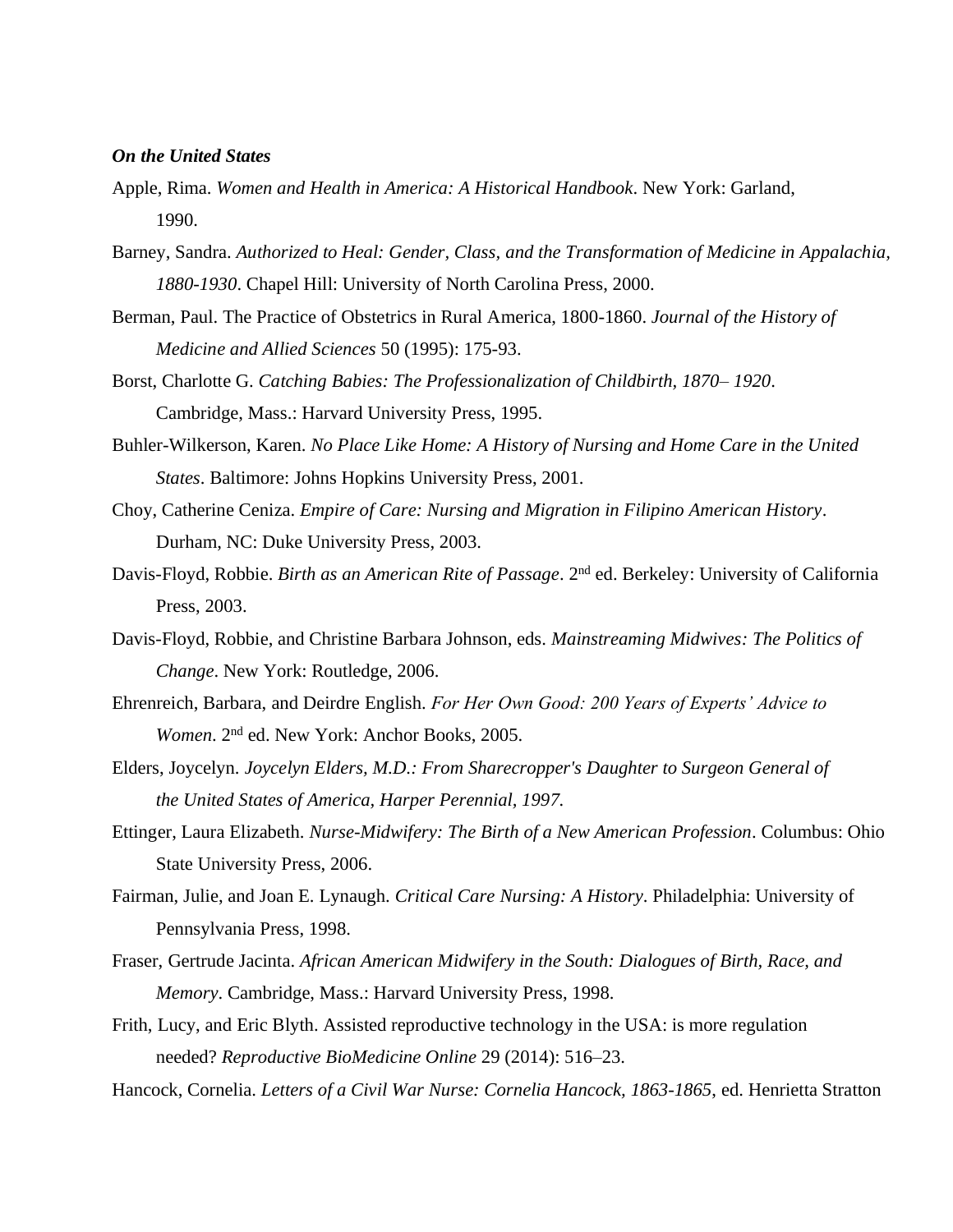***On the United States***

Apple, Rima. *Women and Health in America: A Historical Handbook*. New York: Garland, 1990.

Barney, Sandra. *Authorized to Heal: Gender, Class, and the Transformation of Medicine in Appalachia, 1880-1930*. Chapel Hill: University of North Carolina Press, 2000.

Berman, Paul. The Practice of Obstetrics in Rural America, 1800-1860. *Journal of the History of Medicine and Allied Sciences* 50 (1995): 175-93.

Borst, Charlotte G. *Catching Babies: The Professionalization of Childbirth, 1870– 1920*. Cambridge, Mass.: Harvard University Press, 1995.

Buhler-Wilkerson, Karen. *No Place Like Home: A History of Nursing and Home Care in the United States*. Baltimore: Johns Hopkins University Press, 2001.

Choy, Catherine Ceniza. *Empire of Care: Nursing and Migration in Filipino American History*. Durham, NC: Duke University Press, 2003.

Davis-Floyd, Robbie. *Birth as an American Rite of Passage*. 2nd ed. Berkeley: University of California Press, 2003.

Davis-Floyd, Robbie, and Christine Barbara Johnson, eds. *Mainstreaming Midwives: The Politics of Change*. New York: Routledge, 2006.

Ehrenreich, Barbara, and Deirdre English. *For Her Own Good: 200 Years of Experts' Advice to Women*. 2nd ed. New York: Anchor Books, 2005.

Elders, Joycelyn. *Joycelyn Elders, M.D.: From Sharecropper's Daughter to Surgeon General of the United States of America, Harper Perennial, 1997.*

Ettinger, Laura Elizabeth. *Nurse-Midwifery: The Birth of a New American Profession*. Columbus: Ohio State University Press, 2006.

Fairman, Julie, and Joan E. Lynaugh. *Critical Care Nursing: A History*. Philadelphia: University of Pennsylvania Press, 1998.

Fraser, Gertrude Jacinta. *African American Midwifery in the South: Dialogues of Birth, Race, and Memory*. Cambridge, Mass.: Harvard University Press, 1998.

Frith, Lucy, and Eric Blyth. Assisted reproductive technology in the USA: is more regulation needed? *Reproductive BioMedicine Online* 29 (2014): 516–23.

Hancock, Cornelia. *Letters of a Civil War Nurse: Cornelia Hancock, 1863-1865*, ed. Henrietta Stratton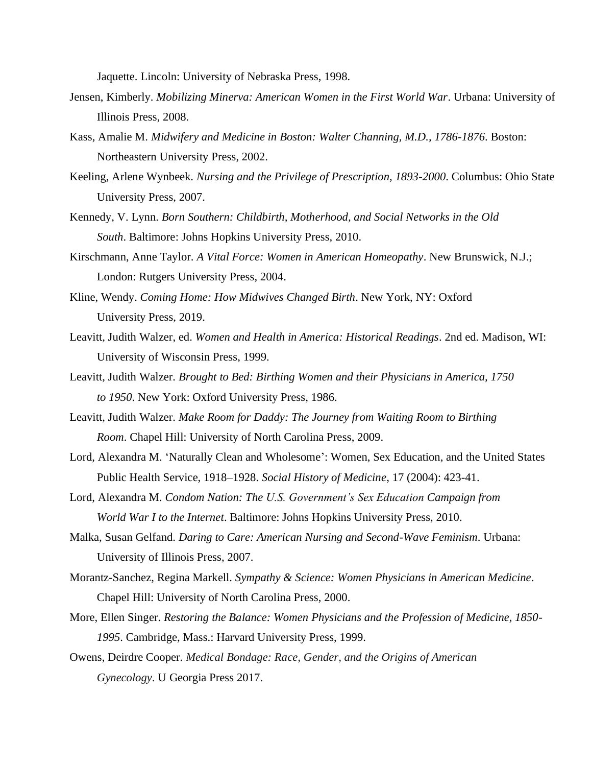Jaquette. Lincoln: University of Nebraska Press, 1998.

Jensen, Kimberly. *Mobilizing Minerva: American Women in the First World War*. Urbana: University of Illinois Press, 2008.

Kass, Amalie M. *Midwifery and Medicine in Boston: Walter Channing, M.D., 1786-1876*. Boston: Northeastern University Press, 2002.

Keeling, Arlene Wynbeek. *Nursing and the Privilege of Prescription, 1893-2000*. Columbus: Ohio State University Press, 2007.

Kennedy, V. Lynn. *Born Southern: Childbirth, Motherhood, and Social Networks in the Old South*. Baltimore: Johns Hopkins University Press, 2010.

Kirschmann, Anne Taylor. *A Vital Force: Women in American Homeopathy*. New Brunswick, N.J.; London: Rutgers University Press, 2004.

Kline, Wendy. *Coming Home: How Midwives Changed Birth*. New York, NY: Oxford University Press, 2019.

Leavitt, Judith Walzer, ed. *Women and Health in America: Historical Readings*. 2nd ed. Madison, WI: University of Wisconsin Press, 1999.

Leavitt, Judith Walzer. *Brought to Bed: Birthing Women and their Physicians in America, 1750 to 1950*. New York: Oxford University Press, 1986.

Leavitt, Judith Walzer. *Make Room for Daddy: The Journey from Waiting Room to Birthing Room*. Chapel Hill: University of North Carolina Press, 2009.

Lord, Alexandra M. 'Naturally Clean and Wholesome': Women, Sex Education, and the United States Public Health Service, 1918–1928. *Social History of Medicine*, 17 (2004): 423-41.

Lord, Alexandra M. *Condom Nation: The U.S. Government's Sex Education Campaign from World War I to the Internet*. Baltimore: Johns Hopkins University Press, 2010.

Malka, Susan Gelfand. *Daring to Care: American Nursing and Second-Wave Feminism*. Urbana: University of Illinois Press, 2007.

Morantz-Sanchez, Regina Markell. *Sympathy & Science: Women Physicians in American Medicine*. Chapel Hill: University of North Carolina Press, 2000.

More, Ellen Singer. *Restoring the Balance: Women Physicians and the Profession of Medicine, 1850-1995*. Cambridge, Mass.: Harvard University Press, 1999.

Owens, Deirdre Cooper. *Medical Bondage: Race, Gender, and the Origins of American Gynecology*. U Georgia Press 2017.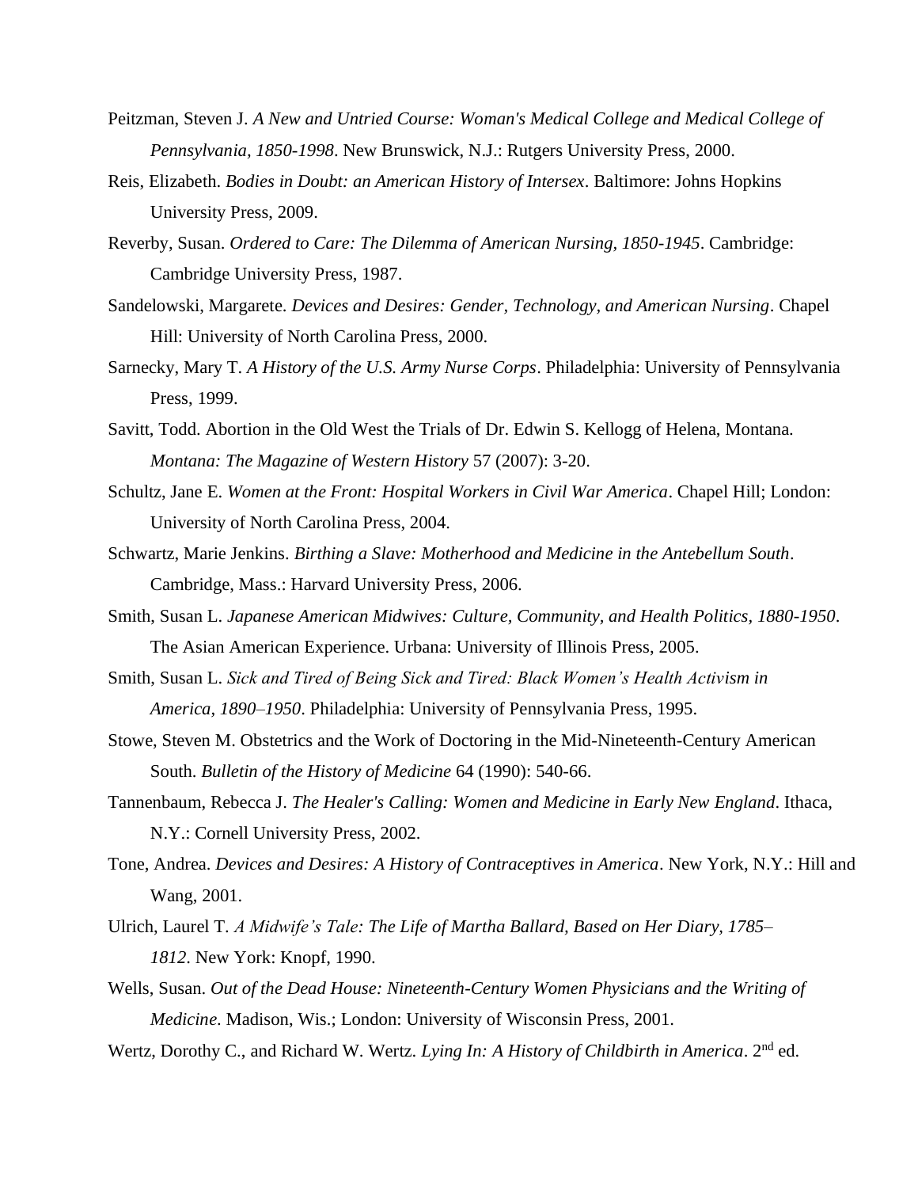Peitzman, Steven J. *A New and Untried Course: Woman's Medical College and Medical College of Pennsylvania, 1850-1998*. New Brunswick, N.J.: Rutgers University Press, 2000.

Reis, Elizabeth. *Bodies in Doubt: an American History of Intersex*. Baltimore: Johns Hopkins University Press, 2009.

Reverby, Susan. *Ordered to Care: The Dilemma of American Nursing, 1850-1945*. Cambridge: Cambridge University Press, 1987.

Sandelowski, Margarete. *Devices and Desires: Gender, Technology, and American Nursing*. Chapel Hill: University of North Carolina Press, 2000.

Sarnecky, Mary T. *A History of the U.S. Army Nurse Corps*. Philadelphia: University of Pennsylvania Press, 1999.

Savitt, Todd. Abortion in the Old West the Trials of Dr. Edwin S. Kellogg of Helena, Montana. *Montana: The Magazine of Western History* 57 (2007): 3-20.

Schultz, Jane E. *Women at the Front: Hospital Workers in Civil War America*. Chapel Hill; London: University of North Carolina Press, 2004.

Schwartz, Marie Jenkins. *Birthing a Slave: Motherhood and Medicine in the Antebellum South*. Cambridge, Mass.: Harvard University Press, 2006.

Smith, Susan L. *Japanese American Midwives: Culture, Community, and Health Politics, 1880-1950*. The Asian American Experience. Urbana: University of Illinois Press, 2005.

Smith, Susan L. *Sick and Tired of Being Sick and Tired: Black Women's Health Activism in America, 1890–1950*. Philadelphia: University of Pennsylvania Press, 1995.

Stowe, Steven M. Obstetrics and the Work of Doctoring in the Mid-Nineteenth-Century American South. *Bulletin of the History of Medicine* 64 (1990): 540-66.

Tannenbaum, Rebecca J. *The Healer's Calling: Women and Medicine in Early New England*. Ithaca, N.Y.: Cornell University Press, 2002.

Tone, Andrea. *Devices and Desires: A History of Contraceptives in America*. New York, N.Y.: Hill and Wang, 2001.

Ulrich, Laurel T. *A Midwife's Tale: The Life of Martha Ballard, Based on Her Diary, 1785–1812*. New York: Knopf, 1990.

Wells, Susan. *Out of the Dead House: Nineteenth-Century Women Physicians and the Writing of Medicine*. Madison, Wis.; London: University of Wisconsin Press, 2001.

Wertz, Dorothy C., and Richard W. Wertz. *Lying In: A History of Childbirth in America*. 2nd ed.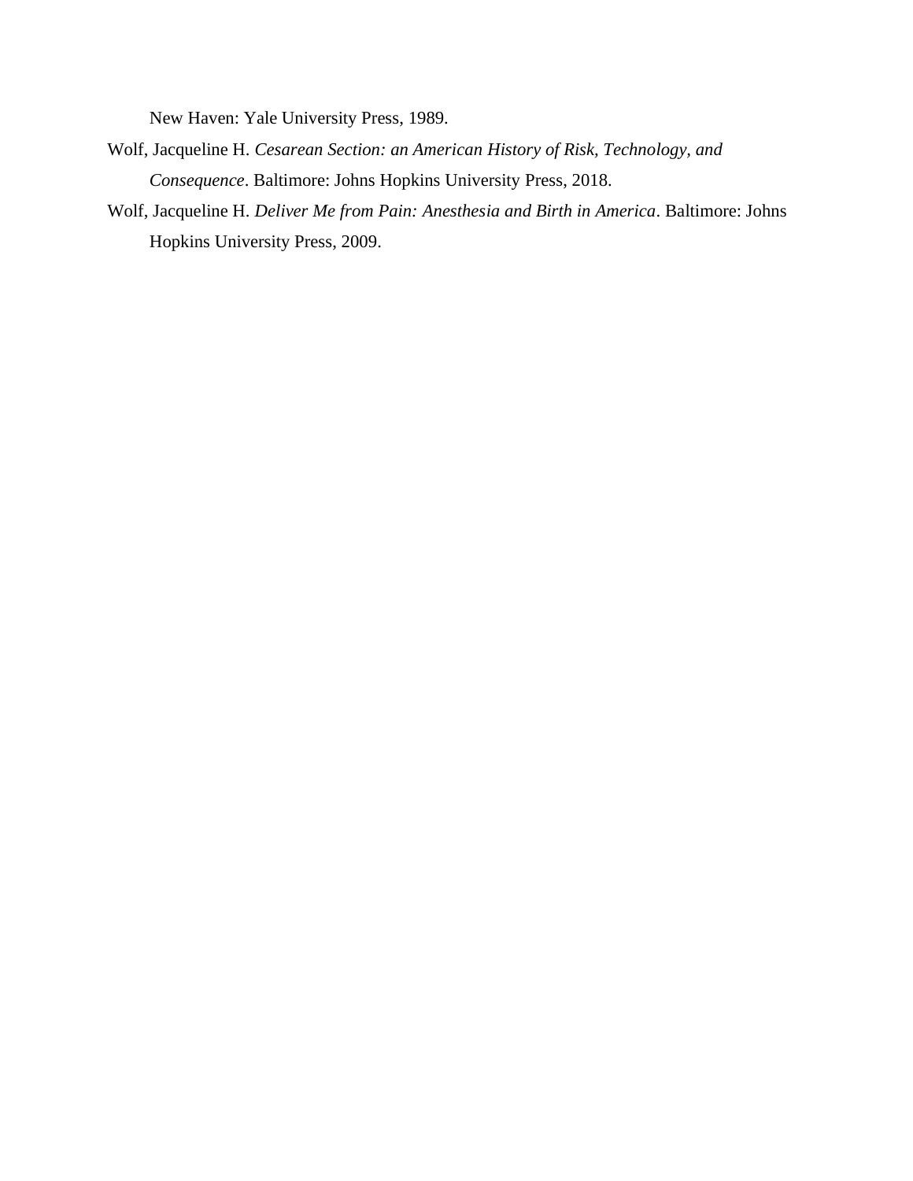New Haven: Yale University Press, 1989.

Wolf, Jacqueline H. *Cesarean Section: an American History of Risk, Technology, and Consequence*. Baltimore: Johns Hopkins University Press, 2018.

Wolf, Jacqueline H. *Deliver Me from Pain: Anesthesia and Birth in America*. Baltimore: Johns Hopkins University Press, 2009.